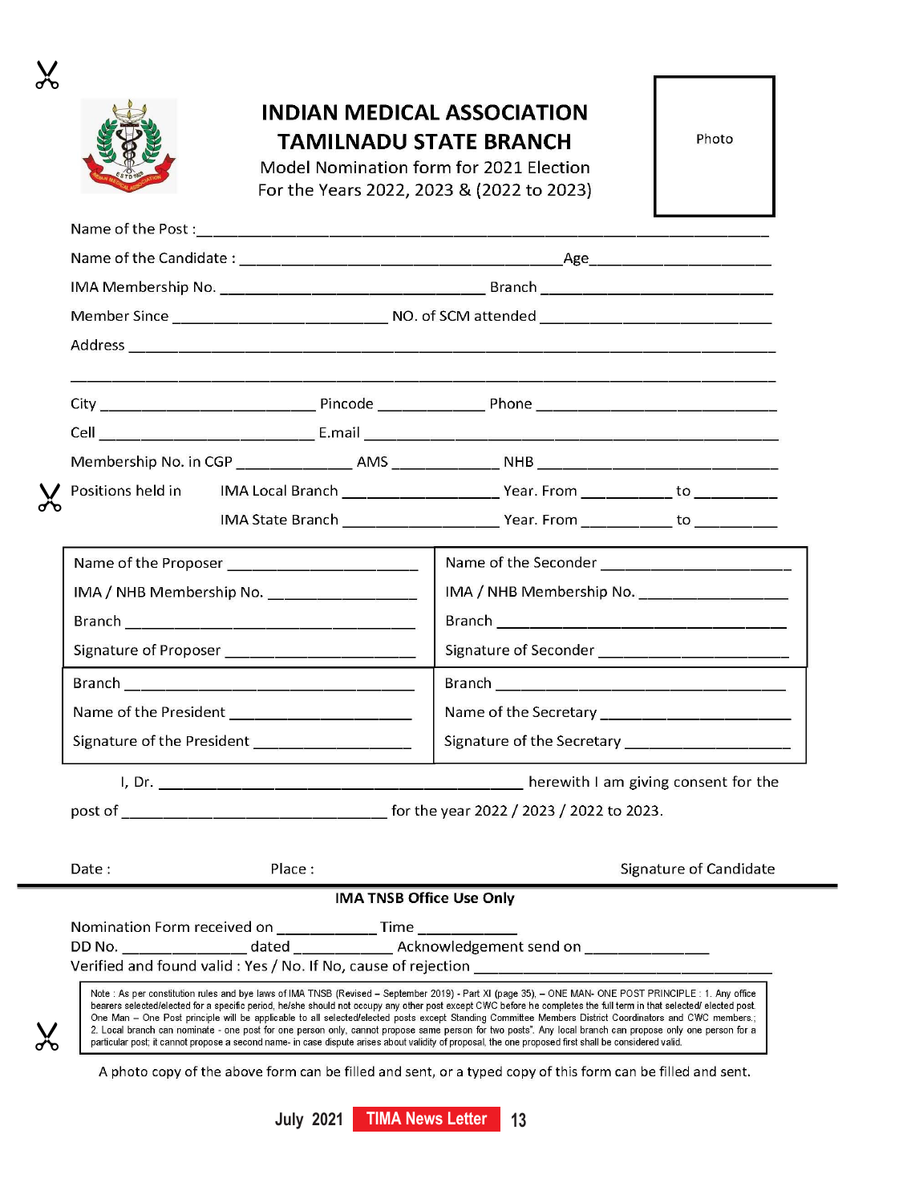# INDIAN MEDICAL ASSOCIATION
# TAMILNADU STATE BRANCH

Model Nomination form for 2021 Election
For the Years 2022, 2023 & (2022 to 2023)

Photo

Name of the Post : ____________________________________________

Name of the Candidate : ______________________________ Age ________________

IMA Membership No. ________________________ Branch ______________________

Member Since ____________________ NO. of SCM attended ______________________

Address ____________________________________________________________

____________________________________________________________________

City ____________________ Pincode __________ Phone _______________________

Cell ____________________ E.mail ___________________________________________

Membership No. in CGP __________ AMS __________ NHB ______________________

Positions held in IMA Local Branch ______________ Year. From ________ to ________

IMA State Branch ______________ Year. From ________ to ________

| | |
|---|---|
| Name of the Proposer ________________ | Name of the Seconder ________________ |
| IMA / NHB Membership No. ____________ | IMA / NHB Membership No. ____________ |
| Branch ____________________________ | Branch ____________________________ |
| Signature of Proposer ________________ | Signature of Seconder ________________ |
| Branch ____________________________ | Branch ____________________________ |
| Name of the President ________________ | Name of the Secretary ________________ |
| Signature of the President ____________ | Signature of the Secretary ____________ |

I, Dr. ____________________________________ herewith I am giving consent for the post of ________________________ for the year 2022 / 2023 / 2022 to 2023.

Date :                     Place :                     Signature of Candidate

---

**IMA TNSB Office Use Only**

Nomination Form received on __________ Time __________

DD No. ____________ dated __________ Acknowledgement send on ____________

Verified and found valid : Yes / No. If No, cause of rejection ______________________

Note : As per constitution rules and bye laws of IMA TNSB (Revised – September 2019) - Part XI (page 35). – ONE MAN- ONE POST PRINCIPLE : 1. Any office bearers selected/elected for a specific period, he/she should not occupy any other post except CWC before he completes the full term in that selected/ elected post. One Man – One Post principle will be applicable to all selected/elected posts except Standing Committee Members District Coordinators and CWC members.; 2. Local branch can nominate - one post for one person only, cannot propose same person for two posts". Any local branch can propose only one person for a particular post; it cannot propose a second name- in case dispute arises about validity of proposal, the one proposed first shall be considered valid.

A photo copy of the above form can be filled and sent, or a typed copy of this form can be filled and sent.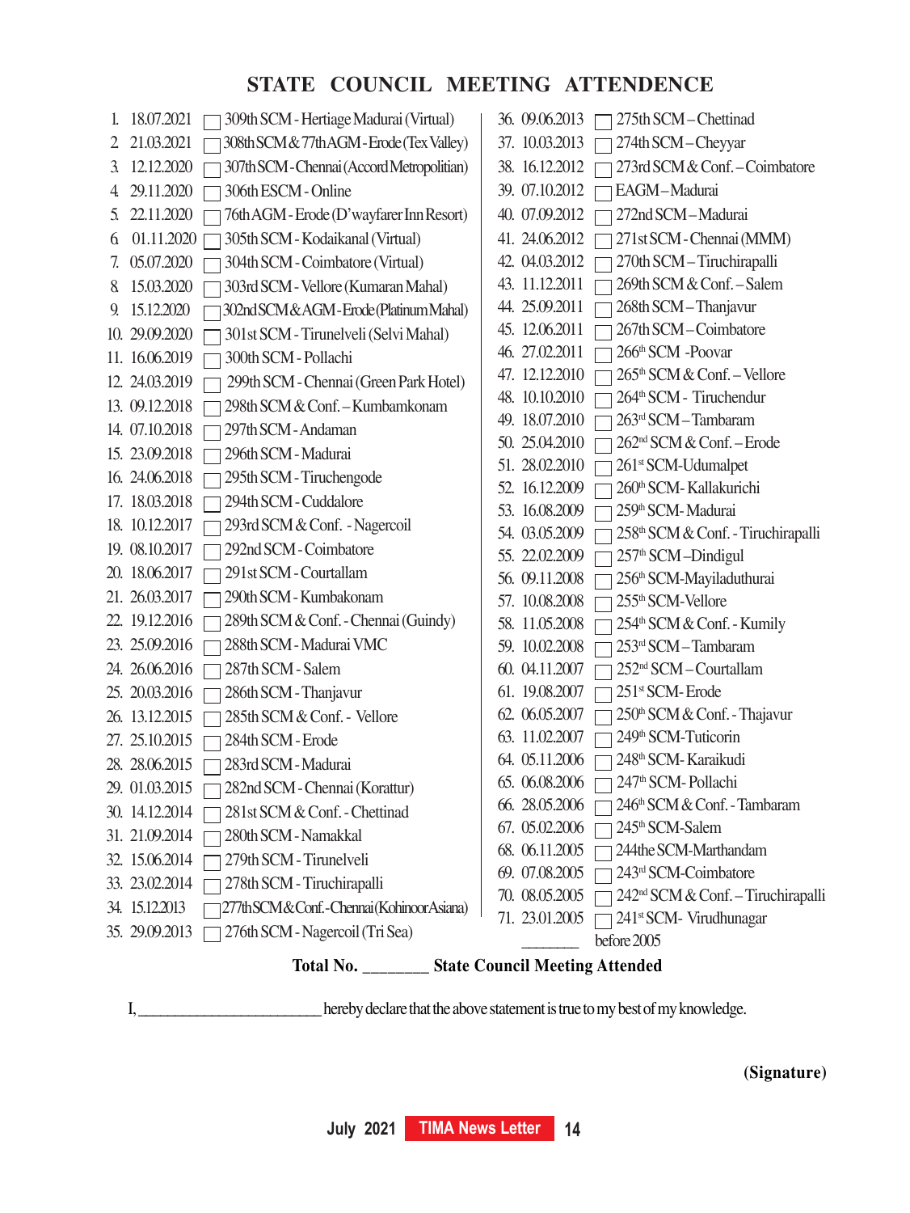## STATE COUNCIL MEETING ATTENDENCE

1. 18.07.2021 ☐ 309th SCM - Hertiage Madurai (Virtual)
2. 21.03.2021 ☐ 308th SCM & 77th AGM - Erode (Tex Valley)
3. 12.12.2020 ☐ 307th SCM - Chennai (Accord Metropolitian)
4. 29.11.2020 ☐ 306th ESCM - Online
5. 22.11.2020 ☐ 76th AGM - Erode (D'wayfarer Inn Resort)
6. 01.11.2020 ☐ 305th SCM - Kodaikanal (Virtual)
7. 05.07.2020 ☐ 304th SCM - Coimbatore (Virtual)
8. 15.03.2020 ☐ 303rd SCM - Vellore (Kumaran Mahal)
9. 15.12.2020 ☐ 302nd SCM & AGM - Erode (Platinum Mahal)
10. 29.09.2020 ☐ 301st SCM - Tirunelveli (Selvi Mahal)
11. 16.06.2019 ☐ 300th SCM - Pollachi
12. 24.03.2019 ☐ 299th SCM - Chennai (Green Park Hotel)
13. 09.12.2018 ☐ 298th SCM & Conf. – Kumbamkonam
14. 07.10.2018 ☐ 297th SCM - Andaman
15. 23.09.2018 ☐ 296th SCM - Madurai
16. 24.06.2018 ☐ 295th SCM - Tiruchengode
17. 18.03.2018 ☐ 294th SCM - Cuddalore
18. 10.12.2017 ☐ 293rd SCM & Conf. - Nagercoil
19. 08.10.2017 ☐ 292nd SCM - Coimbatore
20. 18.06.2017 ☐ 291st SCM - Courtallam
21. 26.03.2017 ☐ 290th SCM - Kumbakonam
22. 19.12.2016 ☐ 289th SCM & Conf. - Chennai (Guindy)
23. 25.09.2016 ☐ 288th SCM - Madurai VMC
24. 26.06.2016 ☐ 287th SCM - Salem
25. 20.03.2016 ☐ 286th SCM - Thanjavur
26. 13.12.2015 ☐ 285th SCM & Conf. - Vellore
27. 25.10.2015 ☐ 284th SCM - Erode
28. 28.06.2015 ☐ 283rd SCM - Madurai
29. 01.03.2015 ☐ 282nd SCM - Chennai (Korattur)
30. 14.12.2014 ☐ 281st SCM & Conf. - Chettinad
31. 21.09.2014 ☐ 280th SCM - Namakkal
32. 15.06.2014 ☐ 279th SCM - Tirunelveli
33. 23.02.2014 ☐ 278th SCM - Tiruchirapalli
34. 15.12.2013 ☐ 277th SCM & Conf. - Chennai (Kohinoor Asiana)
35. 29.09.2013 ☐ 276th SCM - Nagercoil (Tri Sea)
36. 09.06.2013 ☐ 275th SCM – Chettinad
37. 10.03.2013 ☐ 274th SCM – Cheyyar
38. 16.12.2012 ☐ 273rd SCM & Conf. – Coimbatore
39. 07.10.2012 ☐ EAGM – Madurai
40. 07.09.2012 ☐ 272nd SCM – Madurai
41. 24.06.2012 ☐ 271st SCM - Chennai (MMM)
42. 04.03.2012 ☐ 270th SCM – Tiruchirapalli
43. 11.12.2011 ☐ 269th SCM & Conf. – Salem
44. 25.09.2011 ☐ 268th SCM – Thanjavur
45. 12.06.2011 ☐ 267th SCM – Coimbatore
46. 27.02.2011 ☐ 266th SCM - Poovar
47. 12.12.2010 ☐ 265th SCM & Conf. – Vellore
48. 10.10.2010 ☐ 264th SCM - Tiruchendur
49. 18.07.2010 ☐ 263rd SCM – Tambaram
50. 25.04.2010 ☐ 262nd SCM & Conf. – Erode
51. 28.02.2010 ☐ 261st SCM-Udumalpet
52. 16.12.2009 ☐ 260th SCM- Kallakurichi
53. 16.08.2009 ☐ 259th SCM- Madurai
54. 03.05.2009 ☐ 258th SCM & Conf. - Tiruchirapalli
55. 22.02.2009 ☐ 257th SCM –Dindigul
56. 09.11.2008 ☐ 256th SCM-Mayiladuthurai
57. 10.08.2008 ☐ 255th SCM-Vellore
58. 11.05.2008 ☐ 254th SCM & Conf. - Kumily
59. 10.02.2008 ☐ 253rd SCM – Tambaram
60. 04.11.2007 ☐ 252nd SCM – Courtallam
61. 19.08.2007 ☐ 251st SCM- Erode
62. 06.05.2007 ☐ 250th SCM & Conf. - Thajavur
63. 11.02.2007 ☐ 249th SCM-Tuticorin
64. 05.11.2006 ☐ 248th SCM- Karaikudi
65. 06.08.2006 ☐ 247th SCM- Pollachi
66. 28.05.2006 ☐ 246th SCM & Conf. - Tambaram
67. 05.02.2006 ☐ 245th SCM-Salem
68. 06.11.2005 ☐ 244the SCM-Marthandam
69. 07.08.2005 ☐ 243rd SCM-Coimbatore
70. 08.05.2005 ☐ 242nd SCM & Conf. – Tiruchirapalli
71. 23.01.2005 ☐ 241st SCM- Virudhunagar

_______ before 2005

**Total No. ________ State Council Meeting Attended**

I, ________________________ hereby declare that the above statement is true to my best of my knowledge.

**(Signature)**